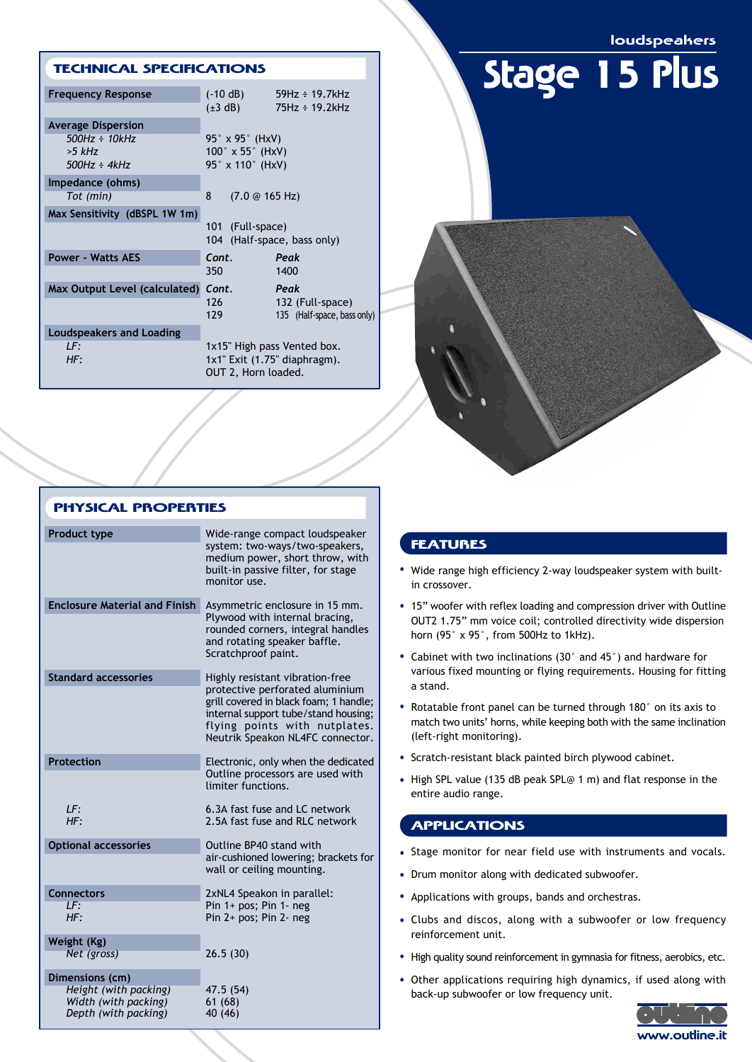loudspeakers

# Stage 15 Plus

## TECHNICAL SPECIFICATIONS

| | | |
|---|---|---|
| **Frequency Response** | (-10 dB) | 59Hz ÷ 19.7kHz |
| | (±3 dB) | 75Hz ÷ 19.2kHz |
| **Average Dispersion** | | |
| *500Hz ÷ 10kHz* | 95° x 95° (HxV) | |
| *>5 kHz* | 100° x 55° (HxV) | |
| *500Hz ÷ 4kHz* | 95° x 110° (HxV) | |
| **Impedance (ohms)** | | |
| *Tot (min)* | 8 (7.0 @ 165 Hz) | |
| **Max Sensitivity (dBSPL 1W 1m)** | | |
| | 101 (Full-space) | |
| | 104 (Half-space, bass only) | |
| **Power - Watts AES** | *Cont.* | *Peak* |
| | 350 | 1400 |
| **Max Output Level (calculated)** | *Cont.* | *Peak* |
| | 126 | 132 (Full-space) |
| | 129 | 135 (Half-space, bass only) |
| **Loudspeakers and Loading** | | |
| *LF:* | 1x15" High pass Vented box. | |
| *HF:* | 1x1" Exit (1.75" diaphragm). OUT 2, Horn loaded. | |

## PHYSICAL PROPERTIES

| | |
|---|---|
| **Product type** | Wide-range compact loudspeaker system: two-ways/two-speakers, medium power, short throw, with built-in passive filter, for stage monitor use. |
| **Enclosure Material and Finish** | Asymmetric enclosure in 15 mm. Plywood with internal bracing, rounded corners, integral handles and rotating speaker baffle. Scratchproof paint. |
| **Standard accessories** | Highly resistant vibration-free protective perforated aluminium grill covered in black foam; 1 handle; internal support tube/stand housing; flying points with nutplates. Neutrik Speakon NL4FC connector. |
| **Protection** | Electronic, only when the dedicated Outline processors are used with limiter functions. |
| *LF:* | 6.3A fast fuse and LC network |
| *HF:* | 2.5A fast fuse and RLC network |
| **Optional accessories** | Outline BP40 stand with air-cushioned lowering; brackets for wall or ceiling mounting. |
| **Connectors** | 2xNL4 Speakon in parallel: |
| *LF:* | Pin 1+ pos; Pin 1- neg |
| *HF:* | Pin 2+ pos; Pin 2- neg |
| **Weight (Kg)** | |
| *Net (gross)* | 26.5 (30) |
| **Dimensions (cm)** | |
| *Height (with packing)* | 47.5 (54) |
| *Width (with packing)* | 61 (68) |
| *Depth (with packing)* | 40 (46) |

## FEATURES

- Wide range high efficiency 2-way loudspeaker system with built-in crossover.
- 15" woofer with reflex loading and compression driver with Outline OUT2 1.75" mm voice coil; controlled directivity wide dispersion horn (95° x 95°, from 500Hz to 1kHz).
- Cabinet with two inclinations (30° and 45°) and hardware for various fixed mounting or flying requirements. Housing for fitting a stand.
- Rotatable front panel can be turned through 180° on its axis to match two units' horns, while keeping both with the same inclination (left-right monitoring).
- Scratch-resistant black painted birch plywood cabinet.
- High SPL value (135 dB peak SPL@ 1 m) and flat response in the entire audio range.

## APPLICATIONS

- Stage monitor for near field use with instruments and vocals.
- Drum monitor along with dedicated subwoofer.
- Applications with groups, bands and orchestras.
- Clubs and discos, along with a subwoofer or low frequency reinforcement unit.
- High quality sound reinforcement in gymnasia for fitness, aerobics, etc.
- Other applications requiring high dynamics, if used along with back-up subwoofer or low frequency unit.

www.outline.it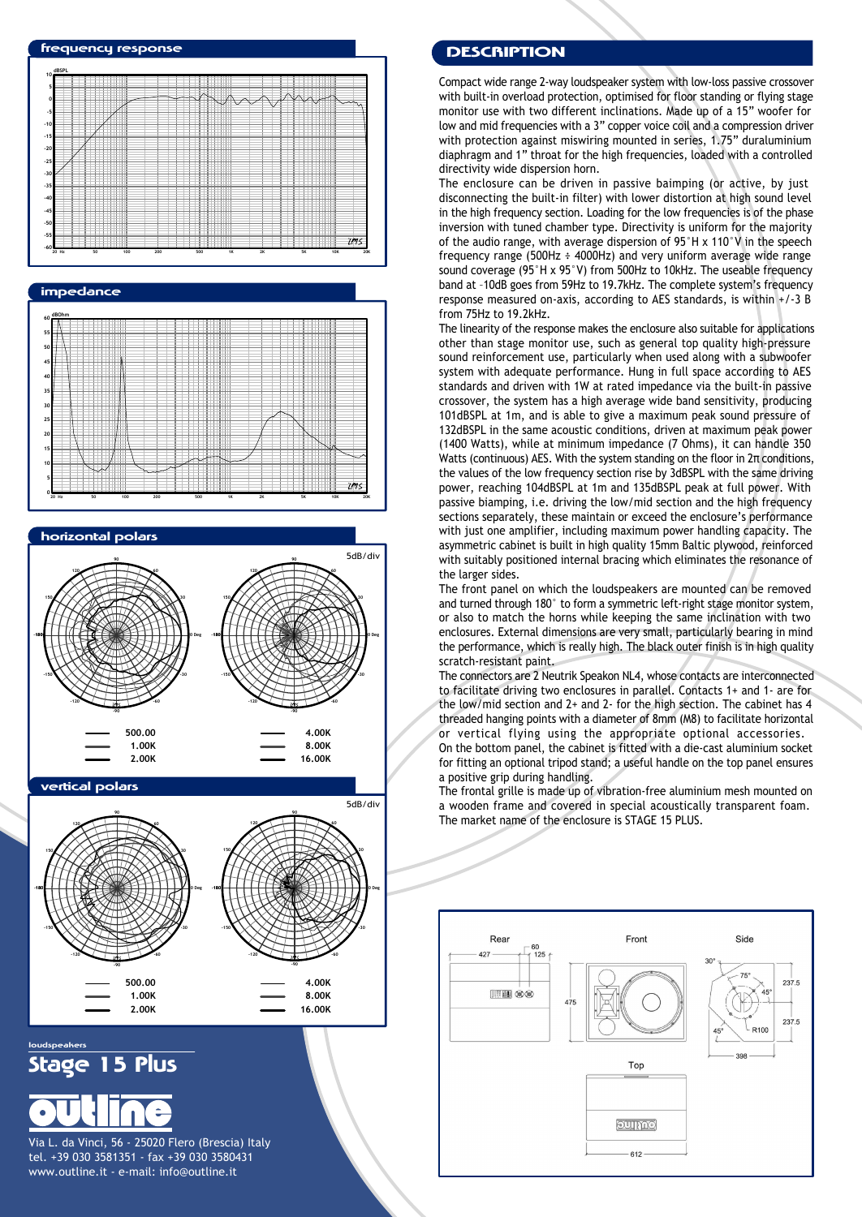## frequency response

dBSPL

10
5
0
-5
-10
-15
-20
-25
-30
-35
-40
-45
-50
-55
-60

20 Hz 50 100 200 500 1K 2K 5K 10K 20K

## impedance

dBOhm

60
55
50
45
40
35
30
25
20
15
10
5
0

20 Hz 50 100 200 500 1K 2K 5K 10K 20K

## horizontal polars

5dB/div

500.00
1.00K
2.00K

4.00K
8.00K
16.00K

## vertical polars

5dB/div

500.00
1.00K
2.00K

4.00K
8.00K
16.00K

loudspeakers

# Stage 15 Plus

outline

Via L. da Vinci, 56 - 25020 Flero (Brescia) Italy
tel. +39 030 3581351 - fax +39 030 3580431
www.outline.it - e-mail: info@outline.it

## DESCRIPTION

Compact wide range 2-way loudspeaker system with low-loss passive crossover with built-in overload protection, optimised for floor standing or flying stage monitor use with two different inclinations. Made up of a 15" woofer for low and mid frequencies with a 3" copper voice coil and a compression driver with protection against miswiring mounted in series, 1.75" duraluminium diaphragm and 1" throat for the high frequencies, loaded with a controlled directivity wide dispersion horn.
The enclosure can be driven in passive baimping (or active, by just disconnecting the built-in filter) with lower distortion at high sound level in the high frequency section. Loading for the low frequencies is of the phase inversion with tuned chamber type. Directivity is uniform for the majority of the audio range, with average dispersion of 95°H x 110°V in the speech frequency range (500Hz ÷ 4000Hz) and very uniform average wide range sound coverage (95°H x 95°V) from 500Hz to 10kHz. The useable frequency band at -10dB goes from 59Hz to 19.7kHz. The complete system's frequency response measured on-axis, according to AES standards, is within +/-3 B from 75Hz to 19.2kHz.
The linearity of the response makes the enclosure also suitable for applications other than stage monitor use, such as general top quality high-pressure sound reinforcement use, particularly when used along with a subwoofer system with adequate performance. Hung in full space according to AES standards and driven with 1W at rated impedance via the built-in passive crossover, the system has a high average wide band sensitivity, producing 101dBSPL at 1m, and is able to give a maximum peak sound pressure of 132dBSPL in the same acoustic conditions, driven at maximum peak power (1400 Watts), while at minimum impedance (7 Ohms), it can handle 350 Watts (continuous) AES. With the system standing on the floor in 2π conditions, the values of the low frequency section rise by 3dBSPL with the same driving power, reaching 104dBSPL at 1m and 135dBSPL peak at full power. With passive biamping, i.e. driving the low/mid section and the high frequency sections separately, these maintain or exceed the enclosure's performance with just one amplifier, including maximum power handling capacity. The asymmetric cabinet is built in high quality 15mm Baltic plywood, reinforced with suitably positioned internal bracing which eliminates the resonance of the larger sides.
The front panel on which the loudspeakers are mounted can be removed and turned through 180° to form a symmetric left-right stage monitor system, or also to match the horns while keeping the same inclination with two enclosures. External dimensions are very small, particularly bearing in mind the performance, which is really high. The black outer finish is in high quality scratch-resistant paint.
The connectors are 2 Neutrik Speakon NL4, whose contacts are interconnected to facilitate driving two enclosures in parallel. Contacts 1+ and 1- are for the low/mid section and 2+ and 2- for the high section. The cabinet has 4 threaded hanging points with a diameter of 8mm (M8) to facilitate horizontal or vertical flying using the appropriate optional accessories.
On the bottom panel, the cabinet is fitted with a die-cast aluminium socket for fitting an optional tripod stand; a useful handle on the top panel ensures a positive grip during handling.
The frontal grille is made up of vibration-free aluminium mesh mounted on a wooden frame and covered in special acoustically transparent foam.
The market name of the enclosure is STAGE 15 PLUS.

Rear
427
60
125

Front
475

Side
30°
75°
45°
237.5
237.5
45°
R100
398

Top
612